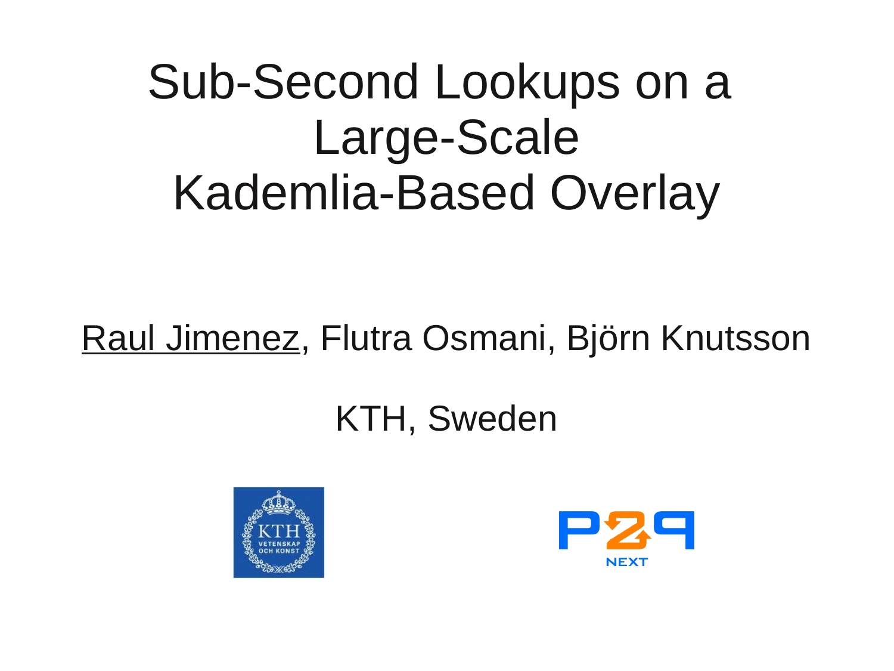# Sub-Second Lookups on a Large-Scale Kademlia-Based Overlay

Raul Jimenez, Flutra Osmani, Björn Knutsson

KTH, Sweden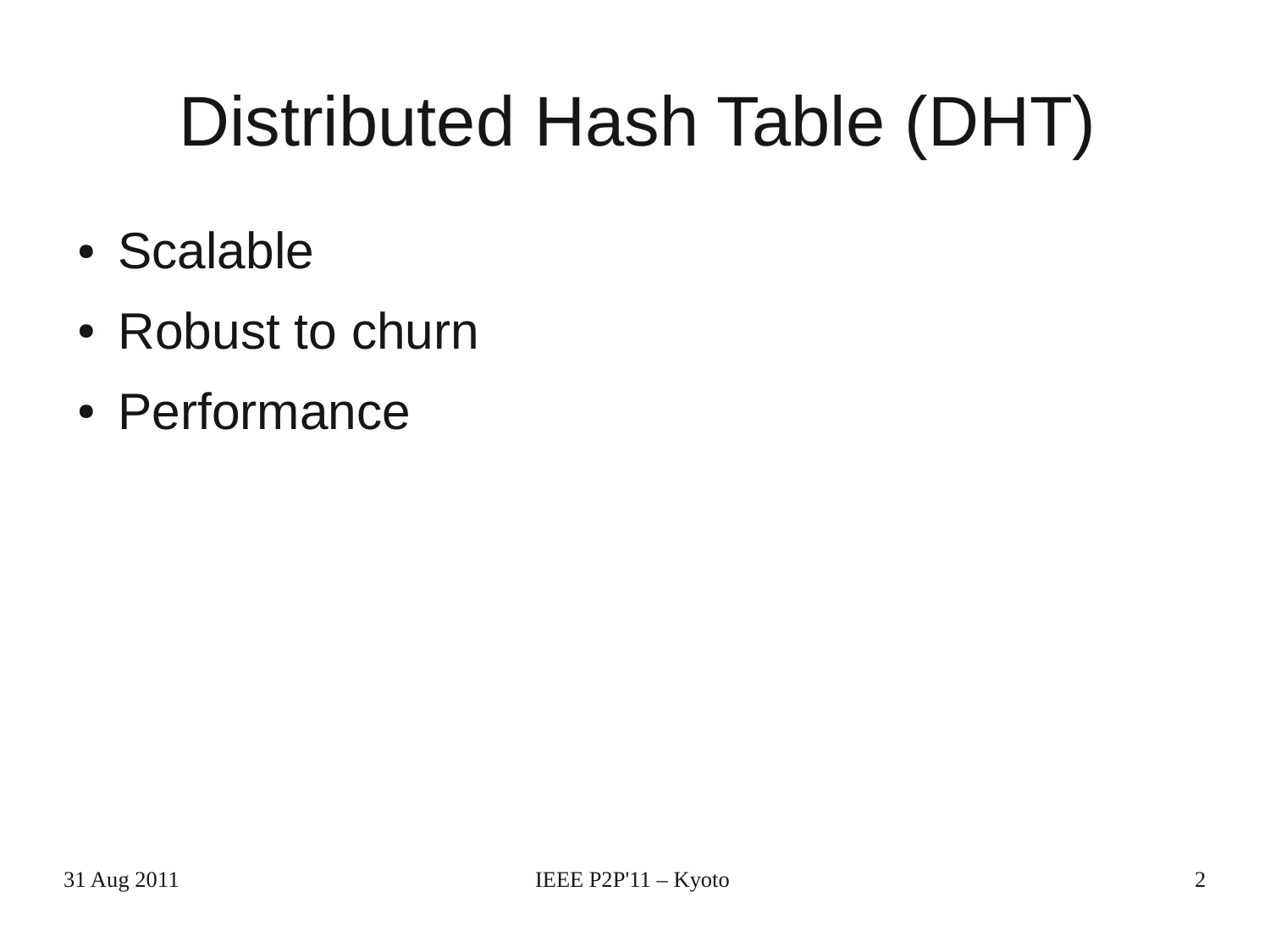# Distributed Hash Table (DHT)

- Scalable
- Robust to churn
- Performance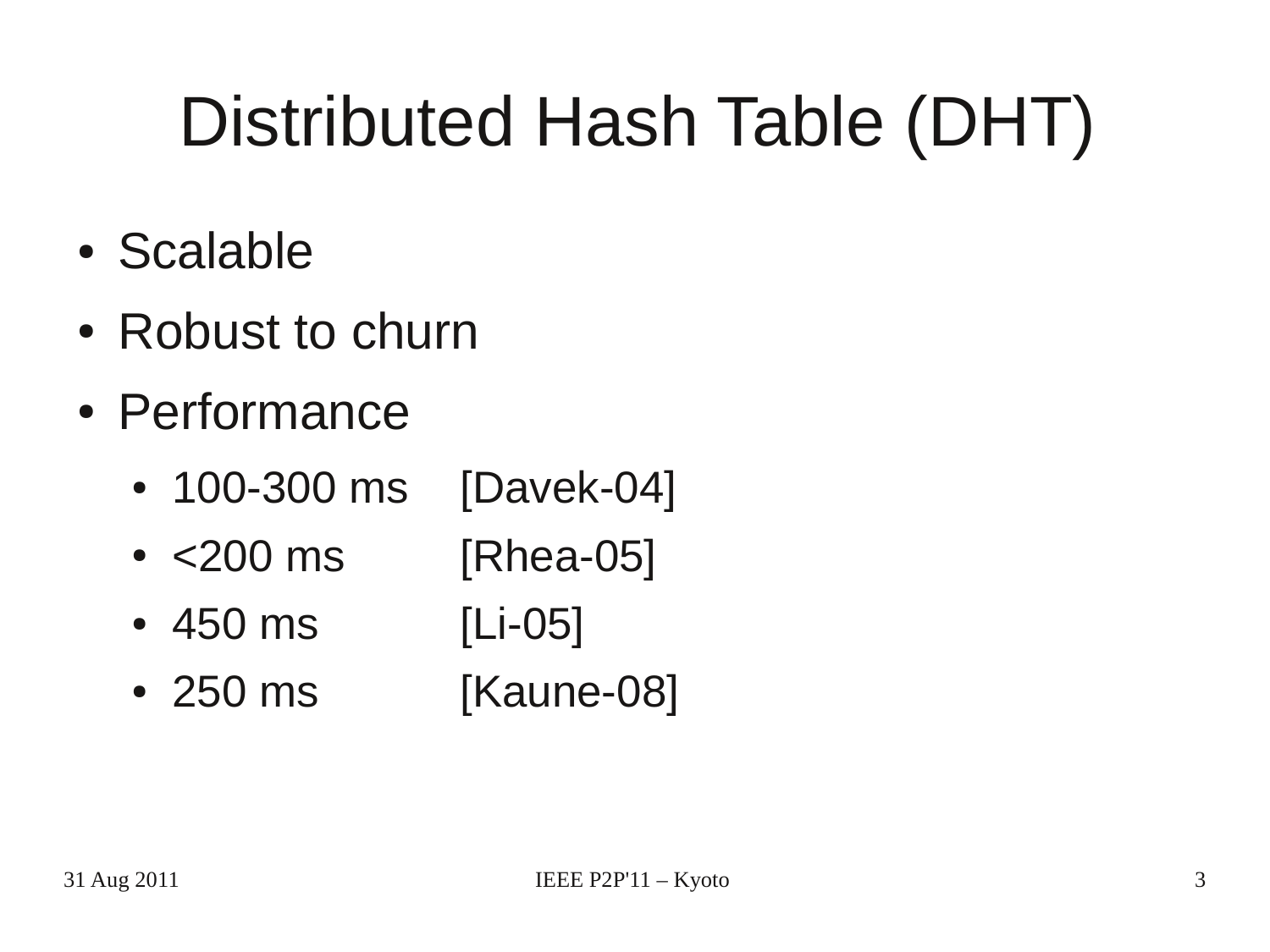# Distributed Hash Table (DHT)

- Scalable
- Robust to churn
- Performance
  - 100-300 ms [Davek-04]
  - <200 ms [Rhea-05]
  - 450 ms [Li-05]
  - 250 ms [Kaune-08]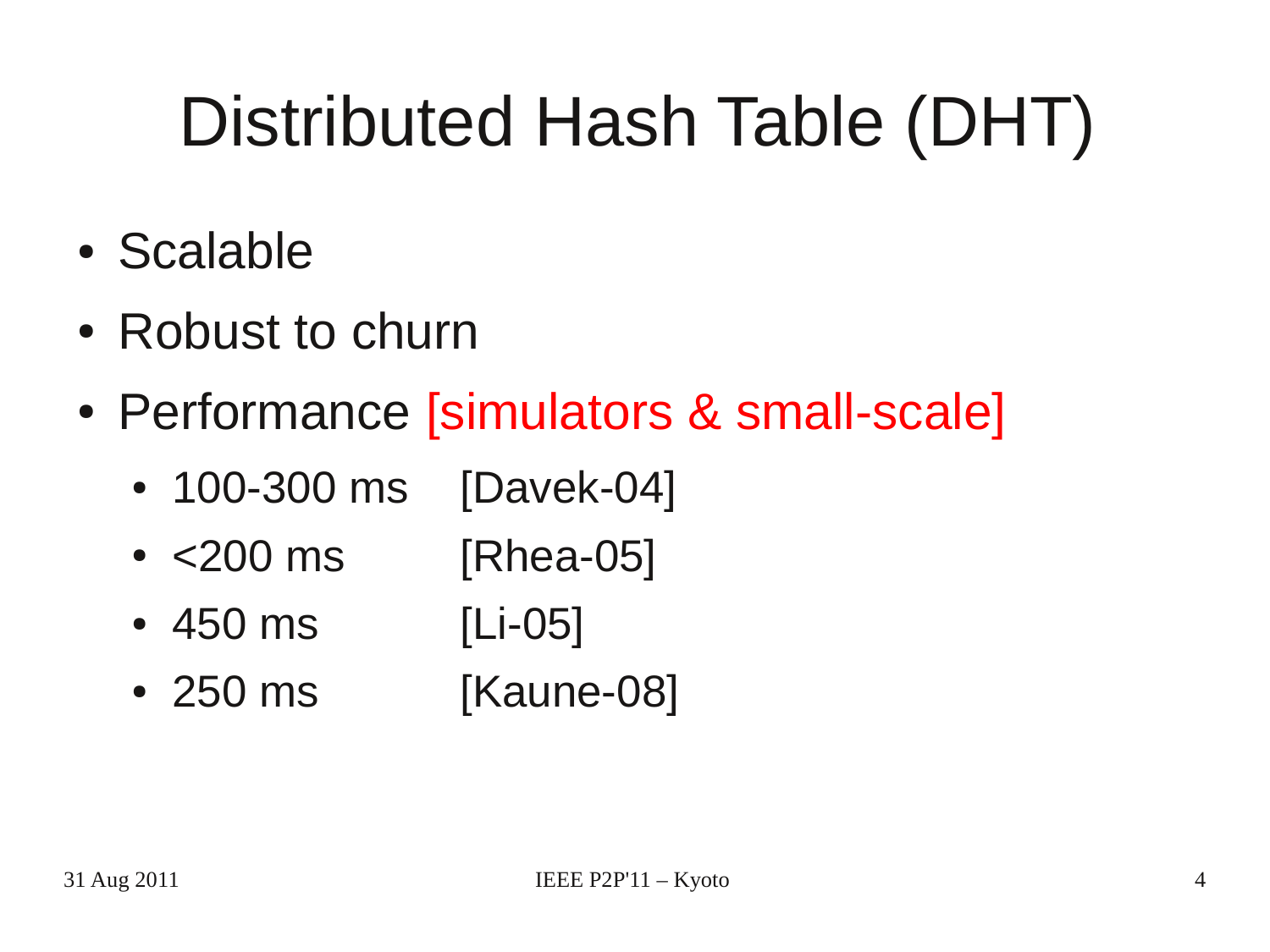# Distributed Hash Table (DHT)

- Scalable
- Robust to churn
- Performance [simulators & small-scale]
  - 100-300 ms [Davek-04]
  - <200 ms [Rhea-05]
  - 450 ms [Li-05]
  - 250 ms [Kaune-08]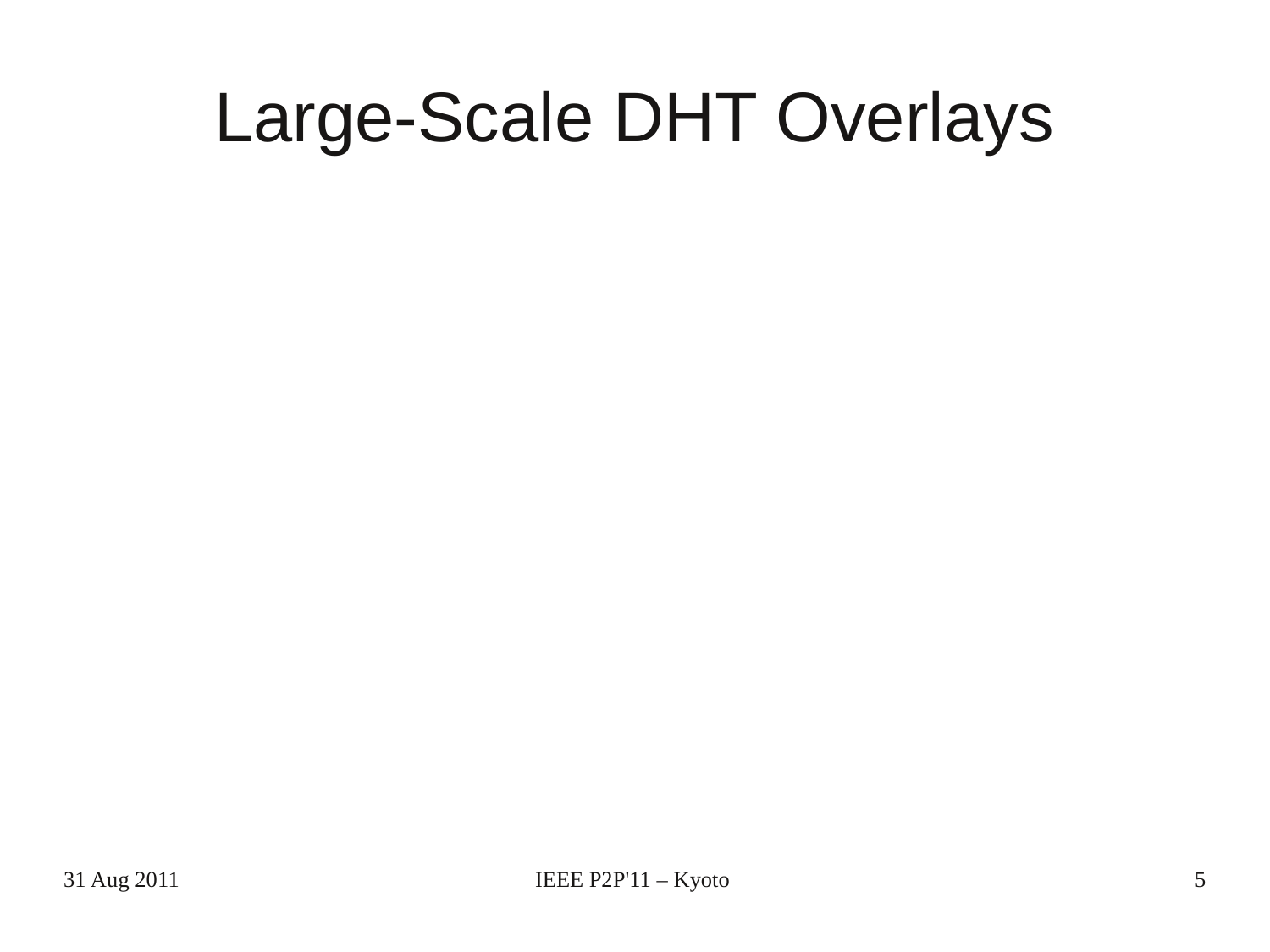# Large-Scale DHT Overlays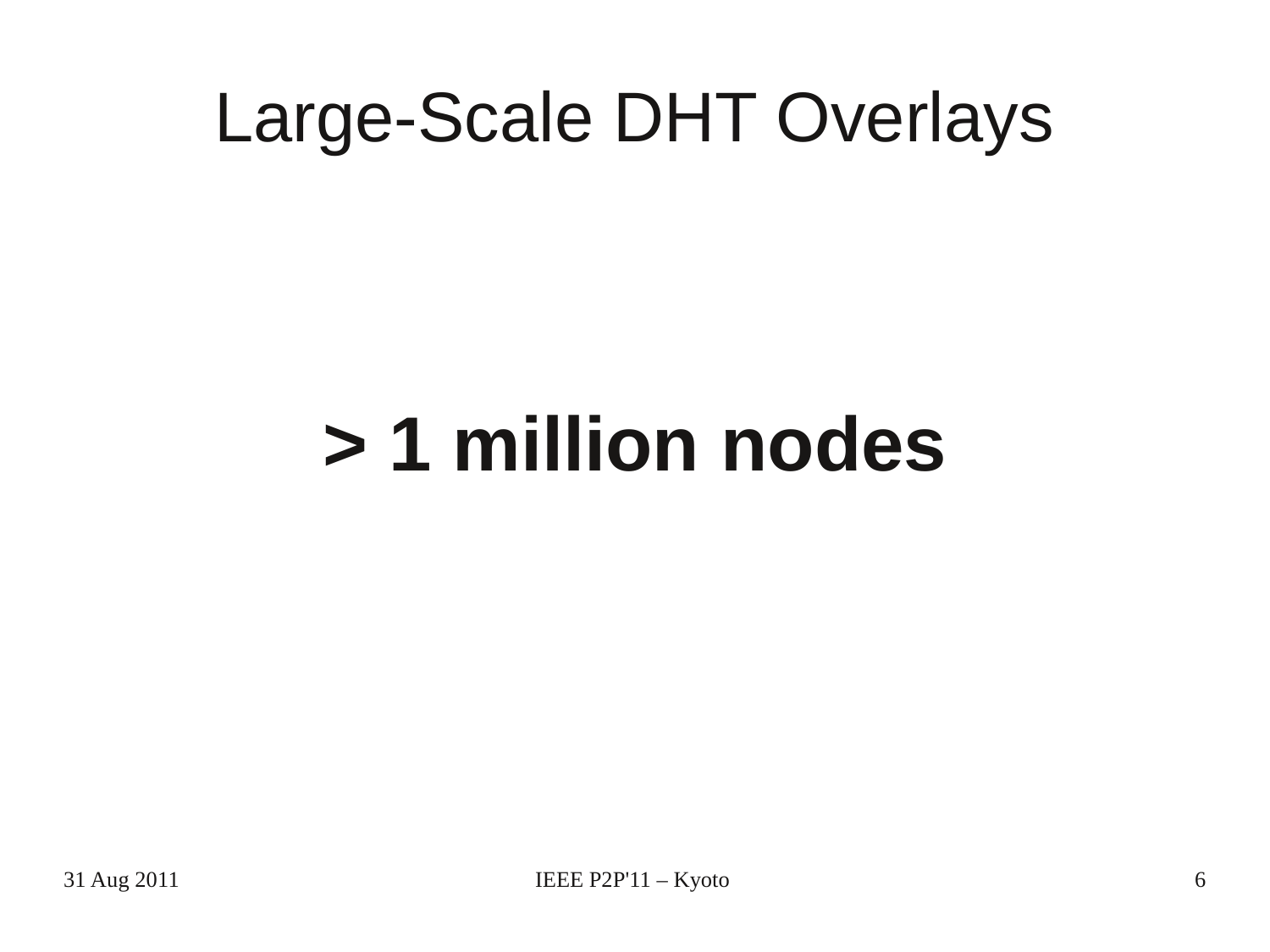# Large-Scale DHT Overlays

**> 1 million nodes**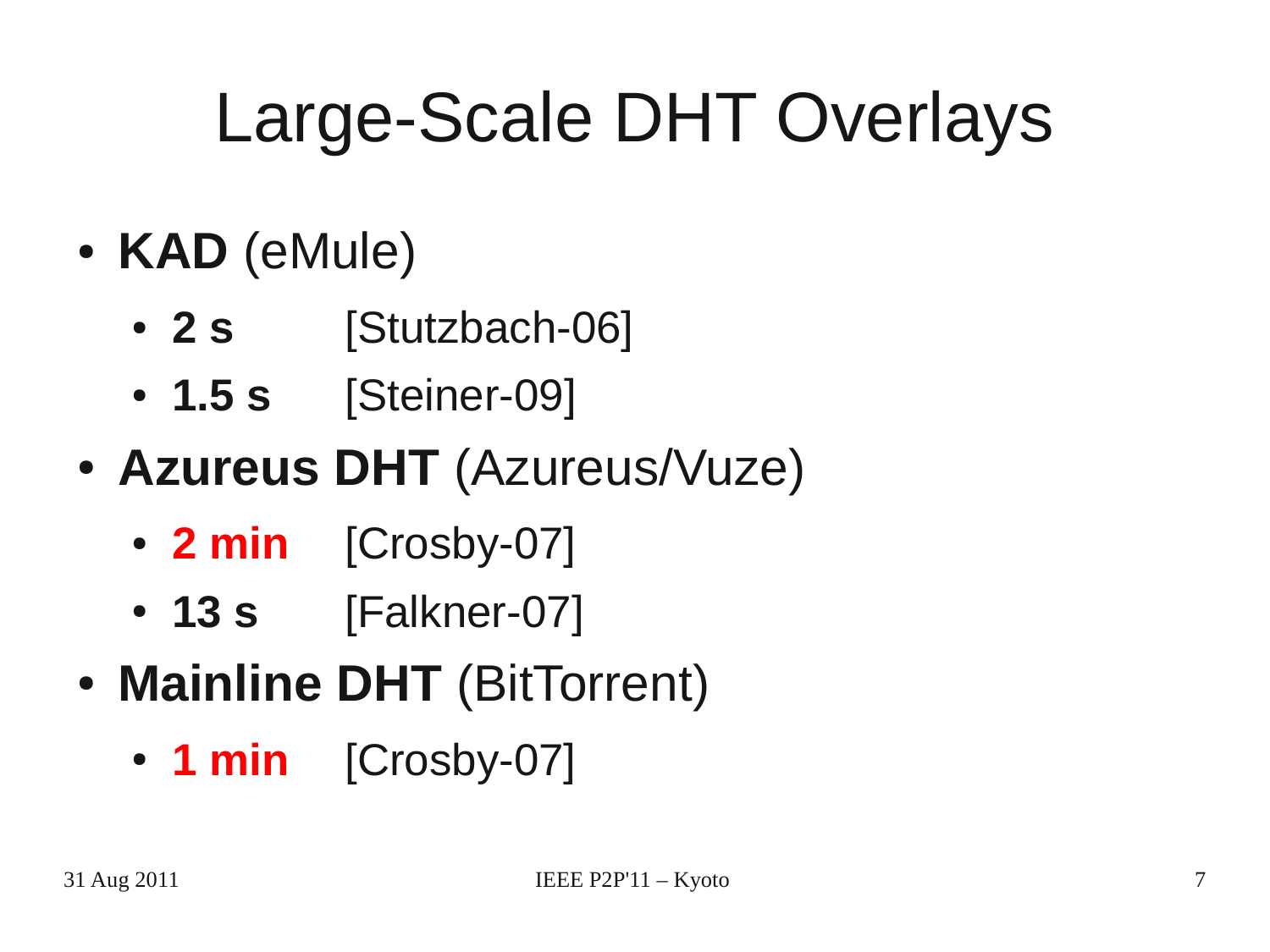# Large-Scale DHT Overlays

- **KAD** (eMule)
  - **2 s** [Stutzbach-06]
  - **1.5 s** [Steiner-09]
- **Azureus DHT** (Azureus/Vuze)
  - **2 min** [Crosby-07]
  - **13 s** [Falkner-07]
- **Mainline DHT** (BitTorrent)
  - **1 min** [Crosby-07]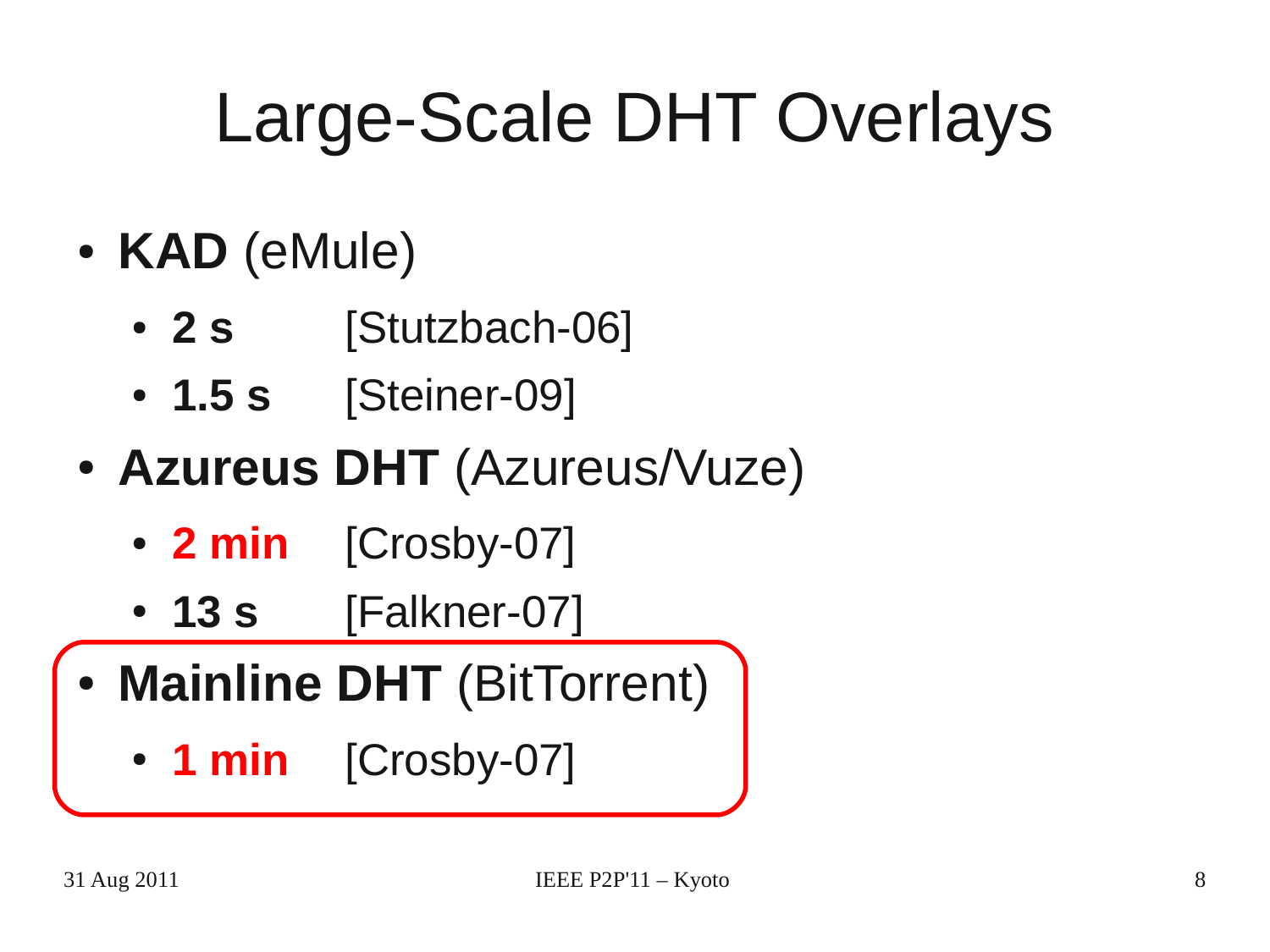# Large-Scale DHT Overlays

- **KAD** (eMule)
  - **2 s** [Stutzbach-06]
  - **1.5 s** [Steiner-09]
- **Azureus DHT** (Azureus/Vuze)
  - **2 min** [Crosby-07]
  - **13 s** [Falkner-07]
- **Mainline DHT** (BitTorrent)
  - **1 min** [Crosby-07]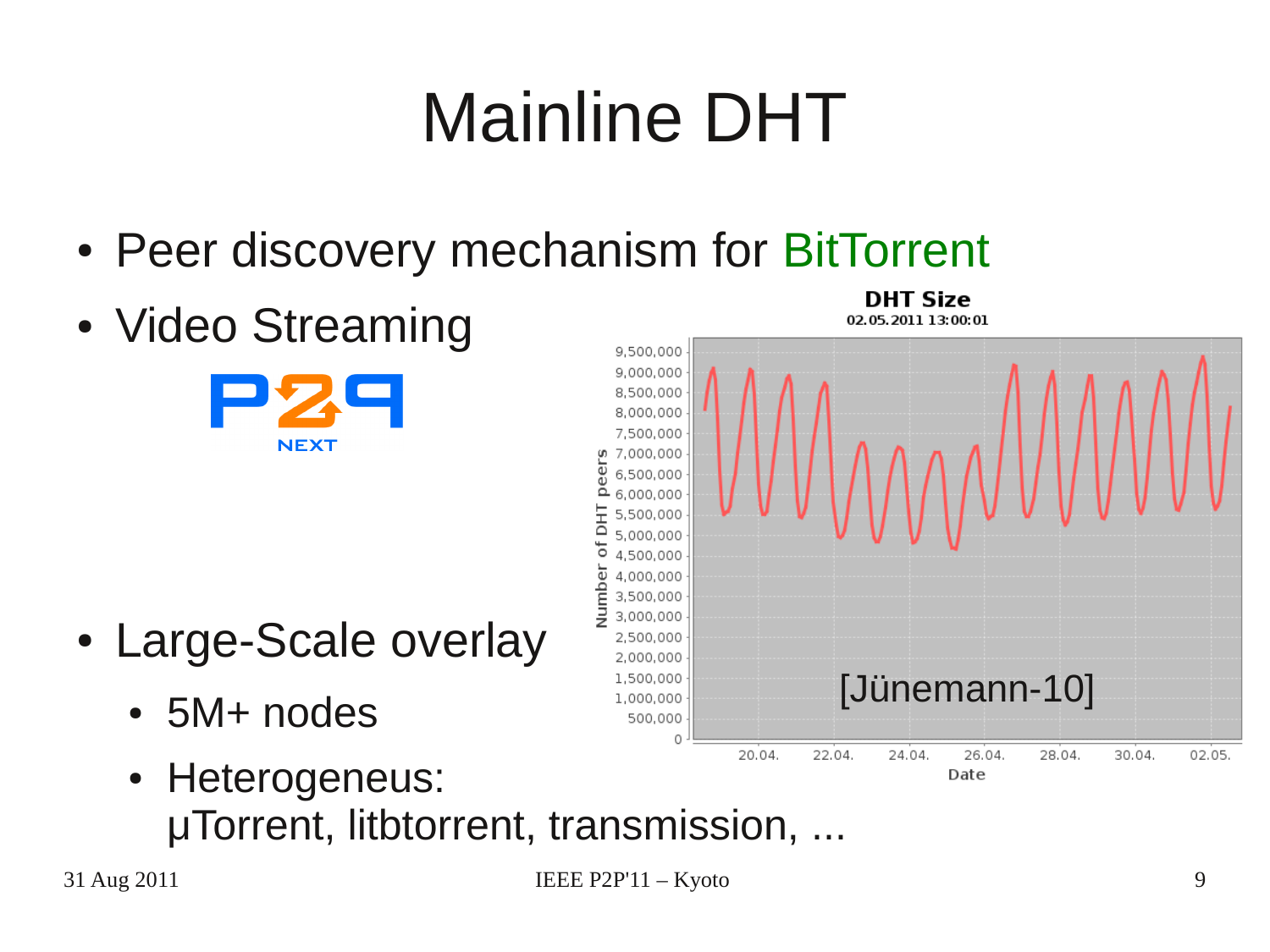# Mainline DHT

- Peer discovery mechanism for BitTorrent
- Video Streaming
- Large-Scale overlay
  - 5M+ nodes
  - Heterogeneus: µTorrent, litbtorrent, transmission, ...

[Jünemann-10]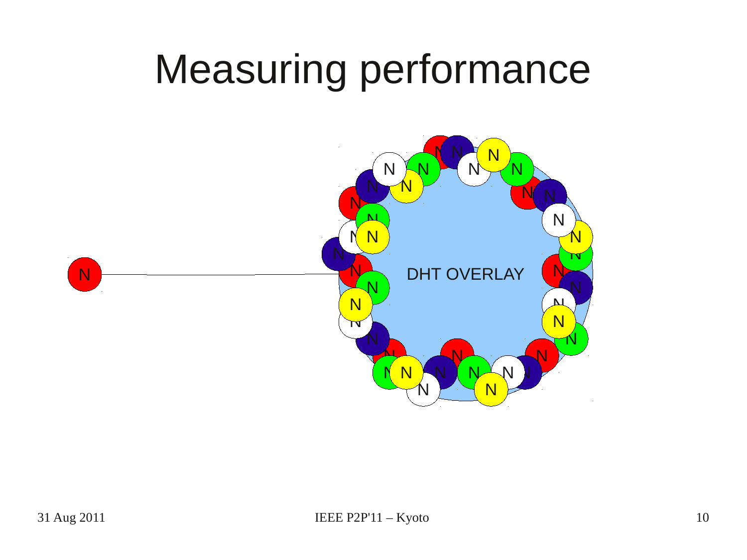# Measuring performance

DHT OVERLAY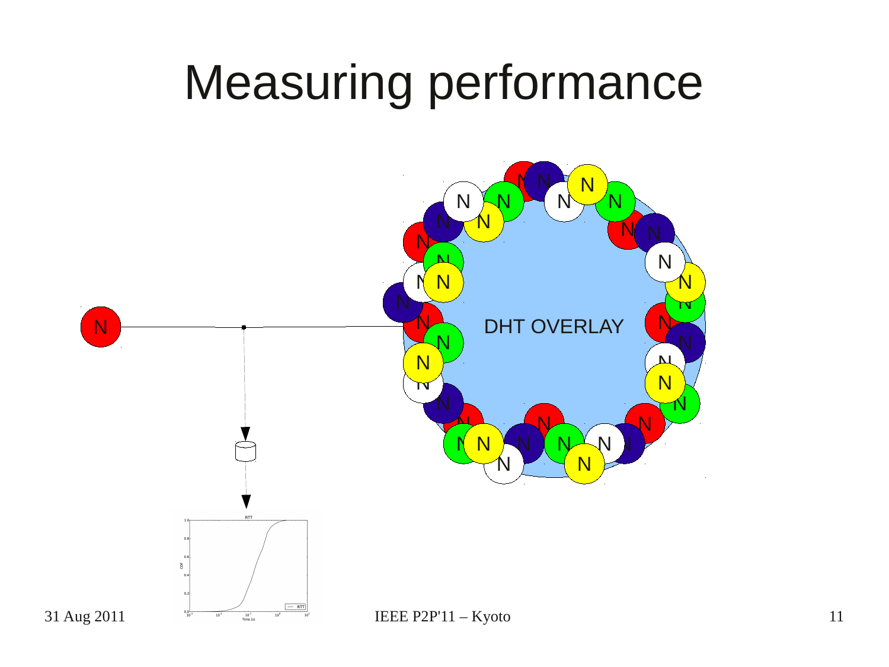# Measuring performance

DHT OVERLAY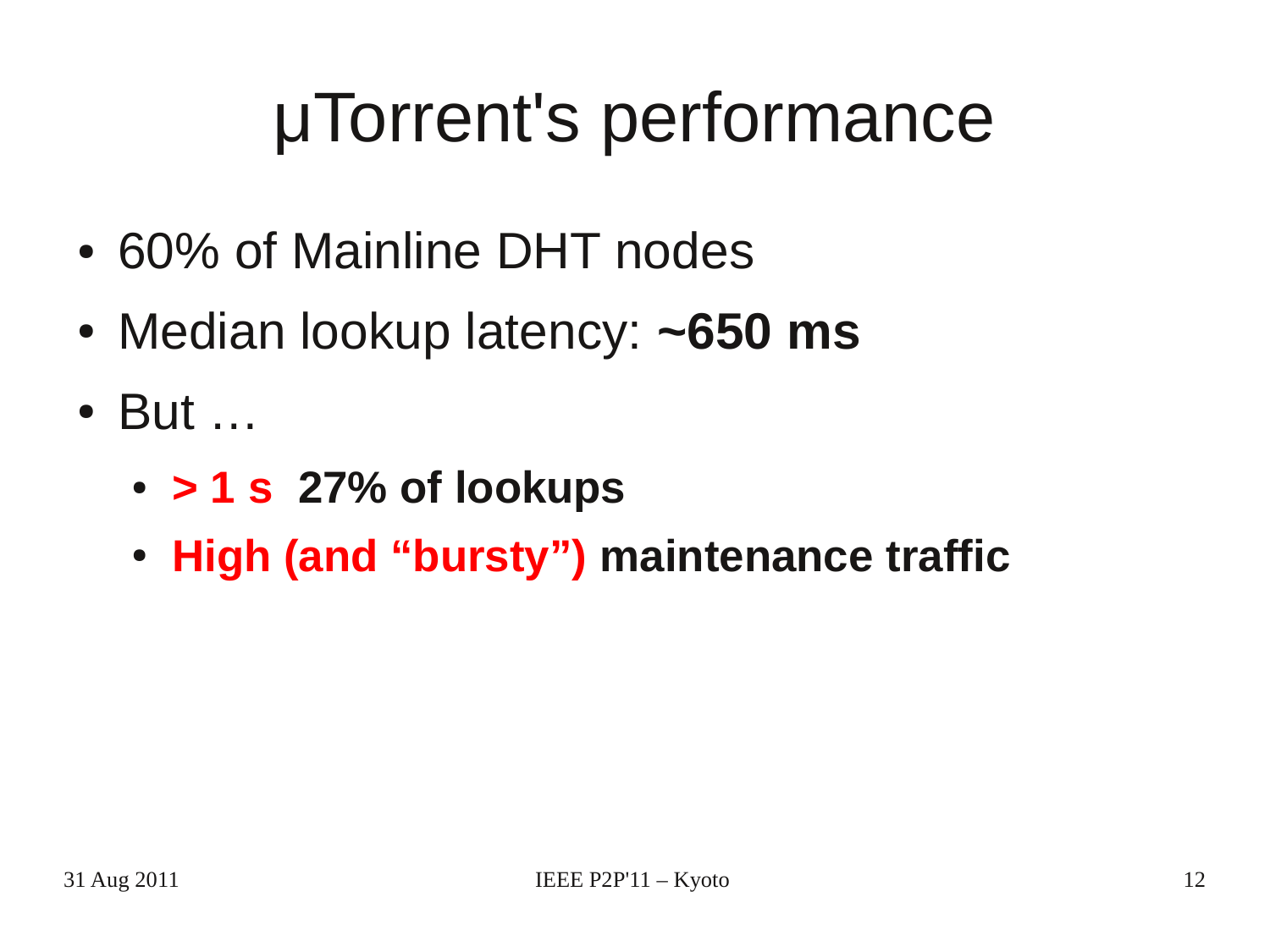# µTorrent's performance

- 60% of Mainline DHT nodes
- Median lookup latency: **~650 ms**
- But …
  - **> 1 s 27% of lookups**
  - **High (and "bursty") maintenance traffic**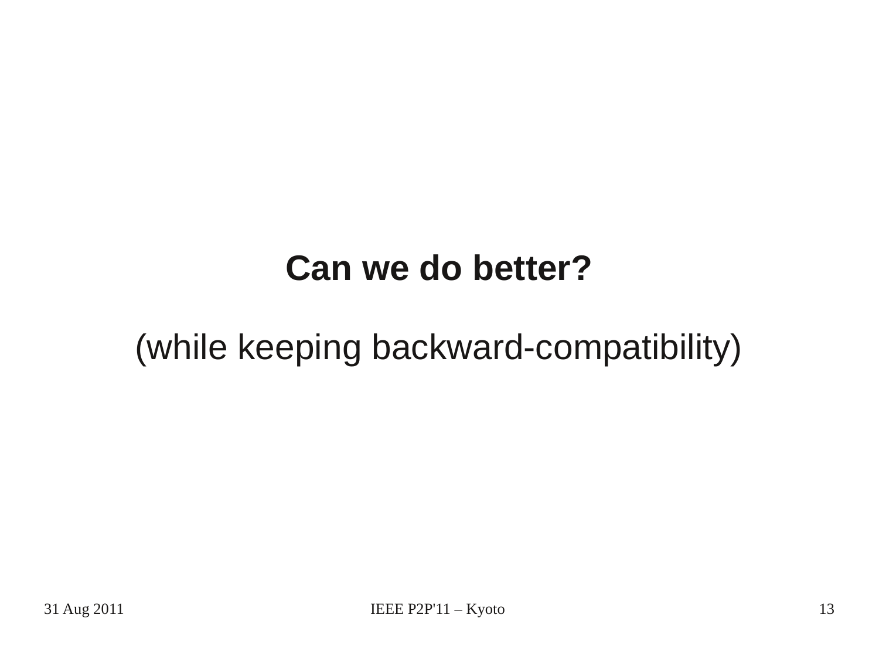**Can we do better?**

(while keeping backward-compatibility)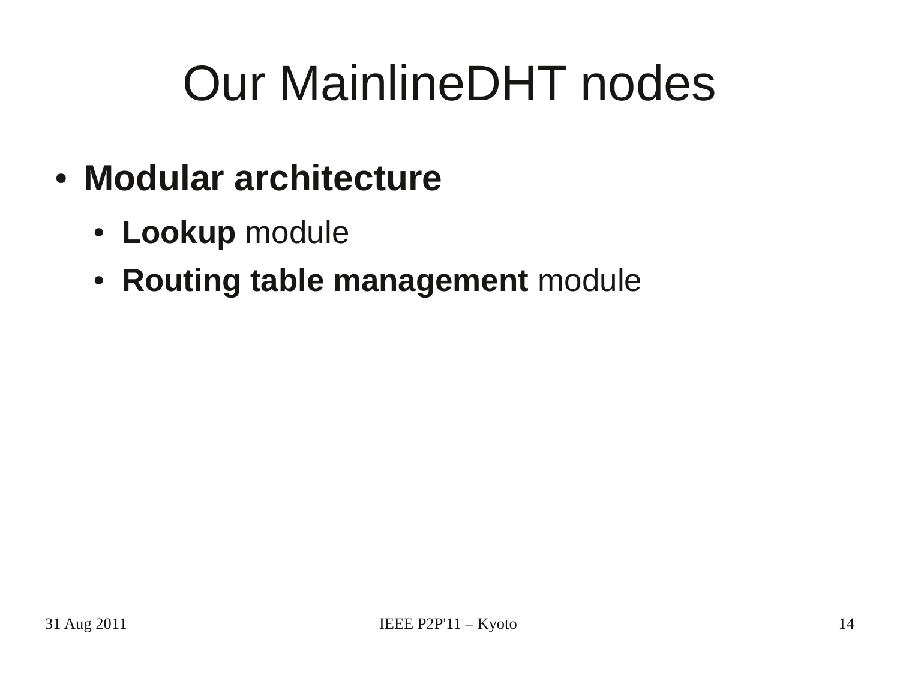# Our MainlineDHT nodes

- **Modular architecture**
  - **Lookup** module
  - **Routing table management** module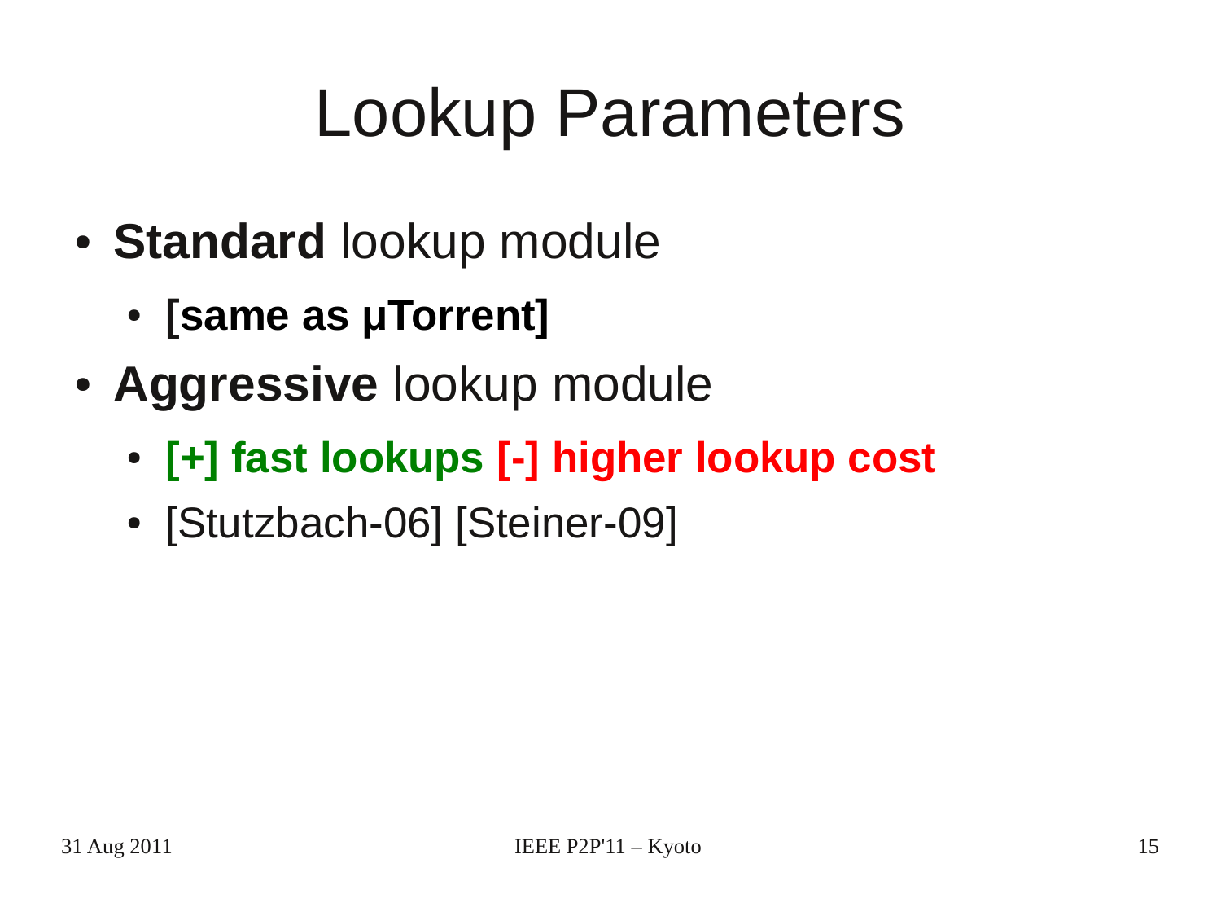# Lookup Parameters

- **Standard** lookup module
  - **[same as µTorrent]**
- **Aggressive** lookup module
  - **[+] fast lookups [-] higher lookup cost**
  - [Stutzbach-06] [Steiner-09]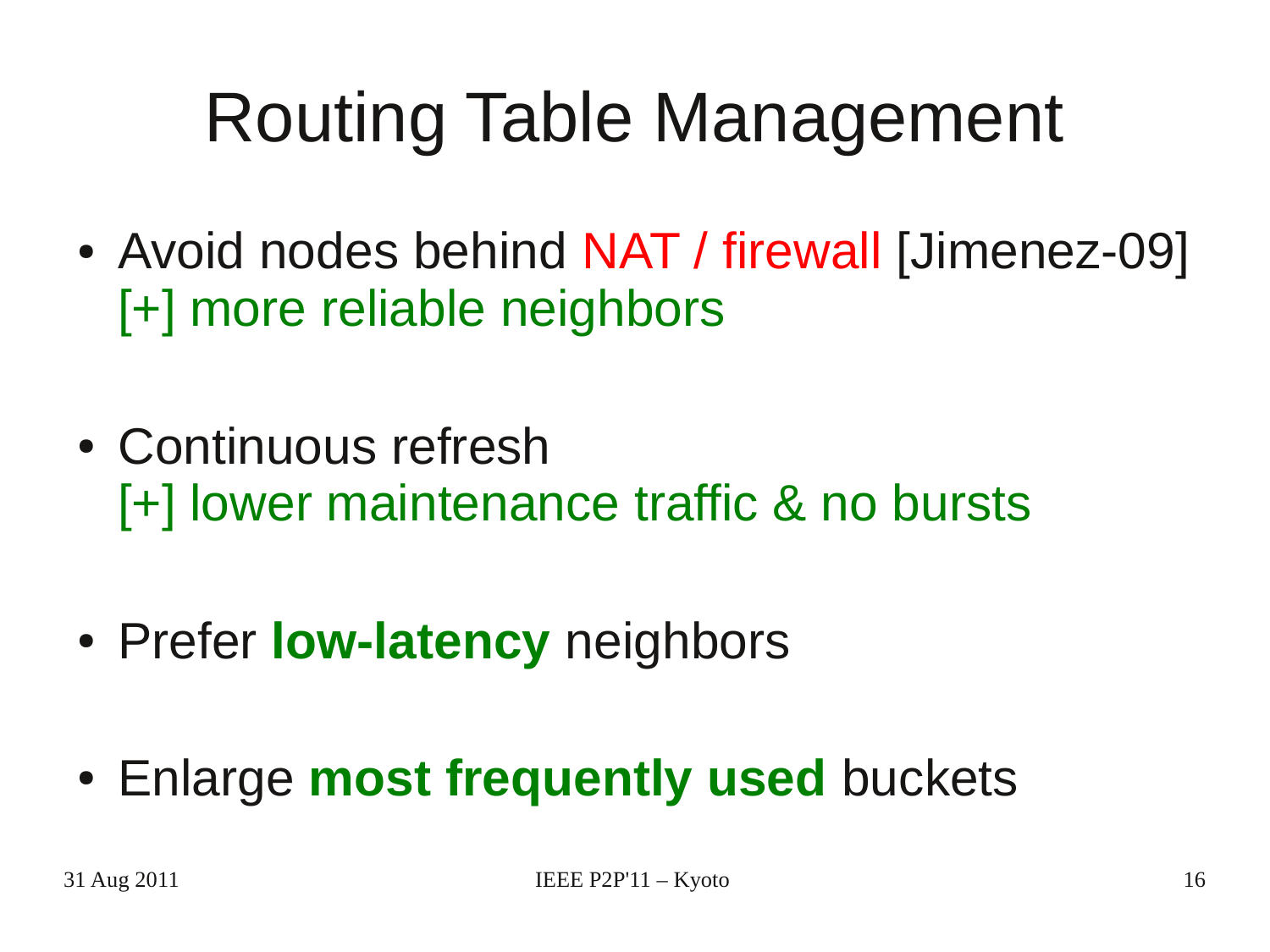# Routing Table Management

- Avoid nodes behind NAT / firewall [Jimenez-09]
  [+] more reliable neighbors

- Continuous refresh
  [+] lower maintenance traffic & no bursts

- Prefer **low-latency** neighbors

- Enlarge **most frequently used** buckets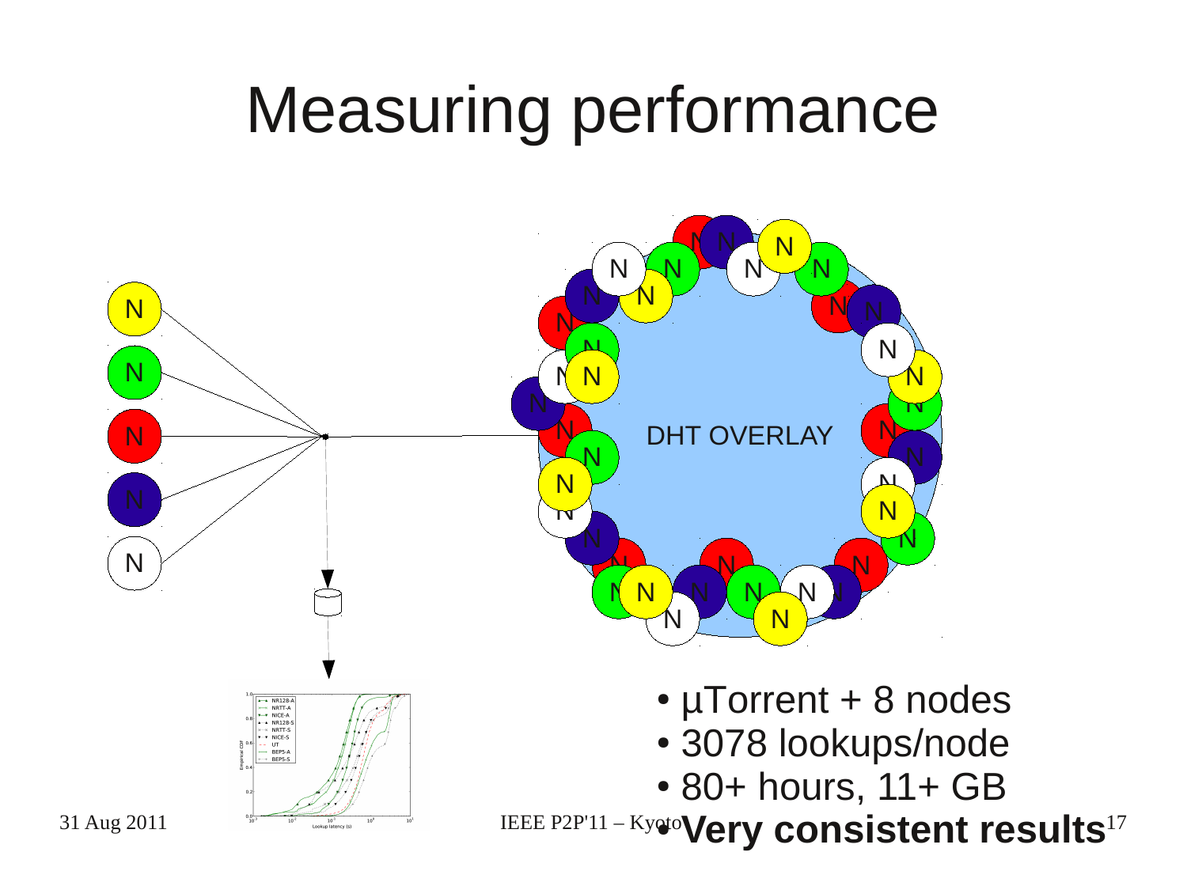# Measuring performance

- µTorrent + 8 nodes
- 3078 lookups/node
- 80+ hours, 11+ GB
- **Very consistent results**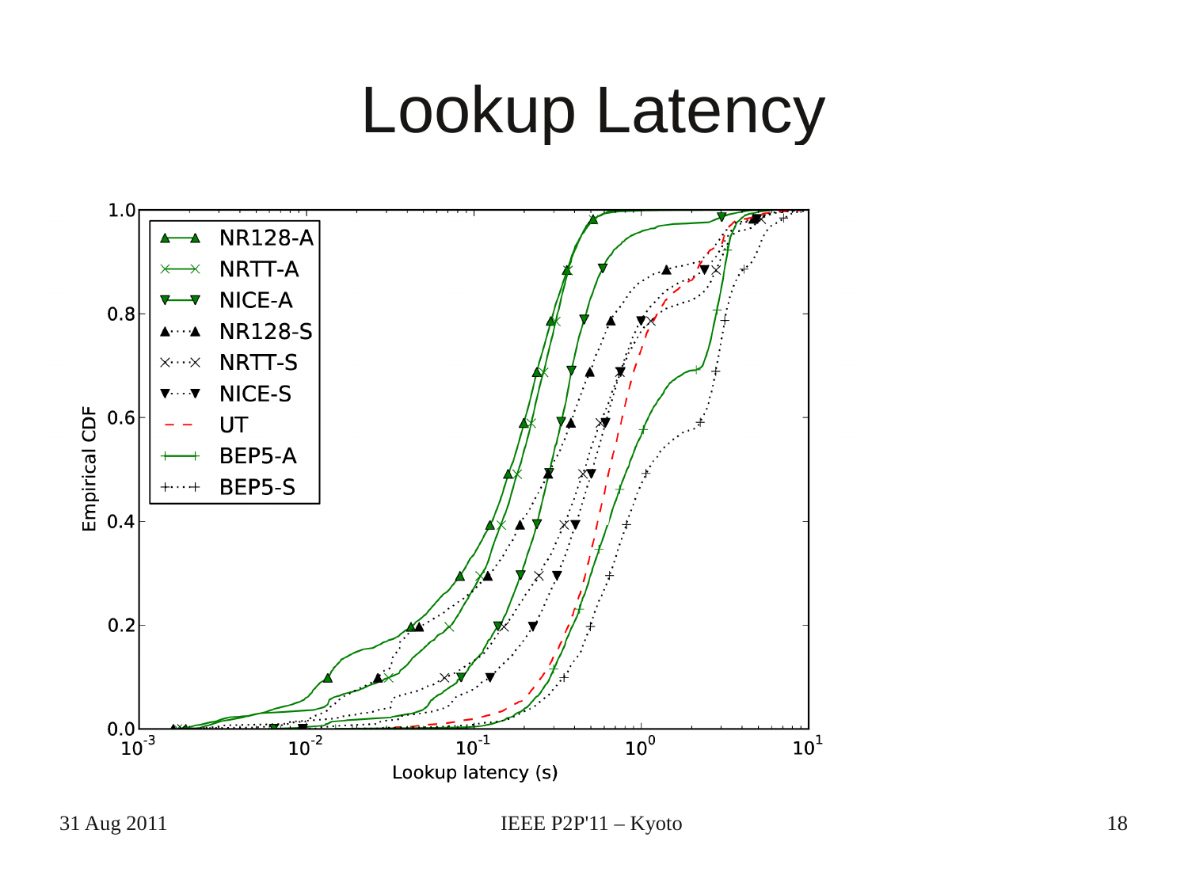# Lookup Latency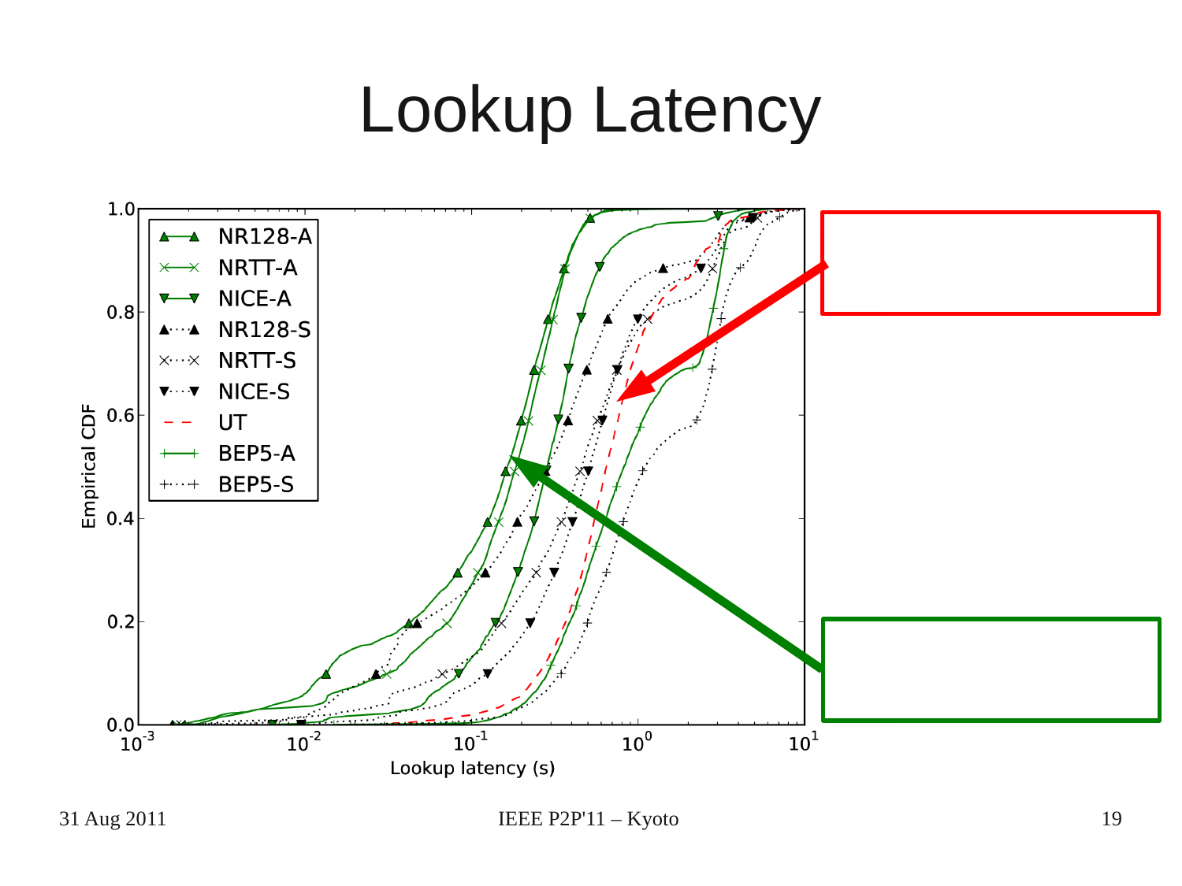# Lookup Latency

| Legend |
| --- |
| NR128-A |
| NRTT-A |
| NICE-A |
| NR128-S |
| NRTT-S |
| NICE-S |
| UT |
| BEP5-A |
| BEP5-S |

Empirical CDF

Lookup latency (s)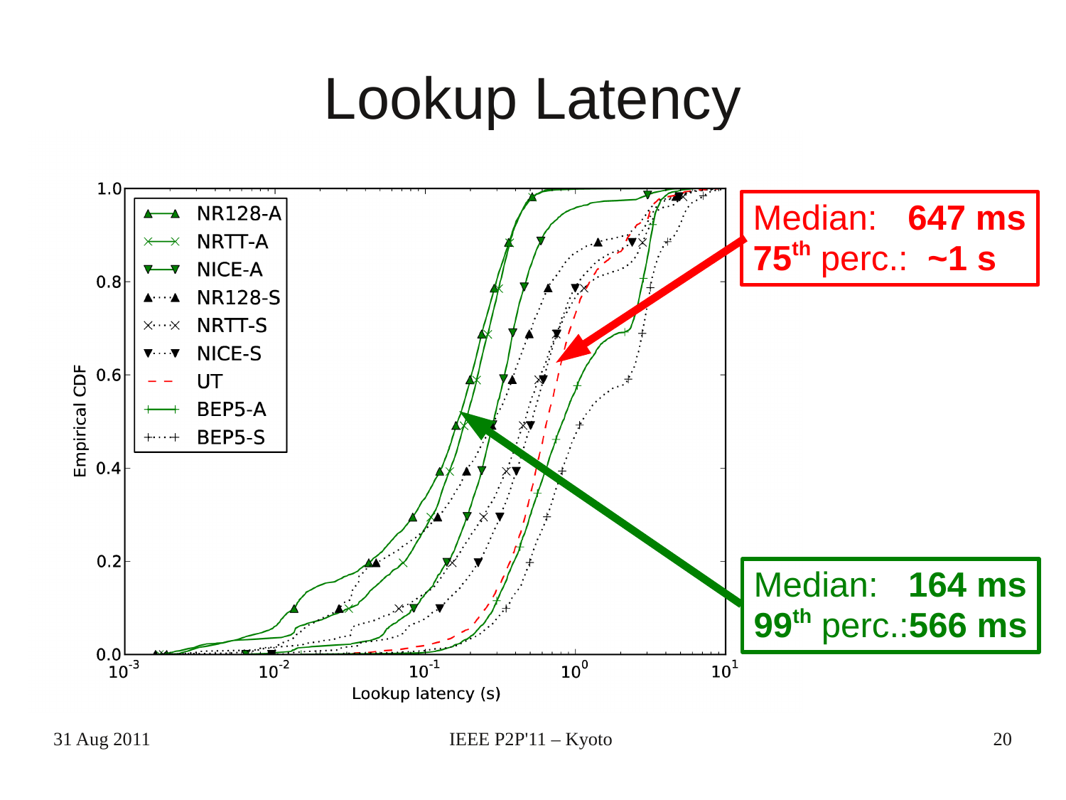# Lookup Latency

Median: **647 ms**
$75^{th}$ perc.: **~1 s**

Median: **164 ms**
$99^{th}$ perc.: **566 ms**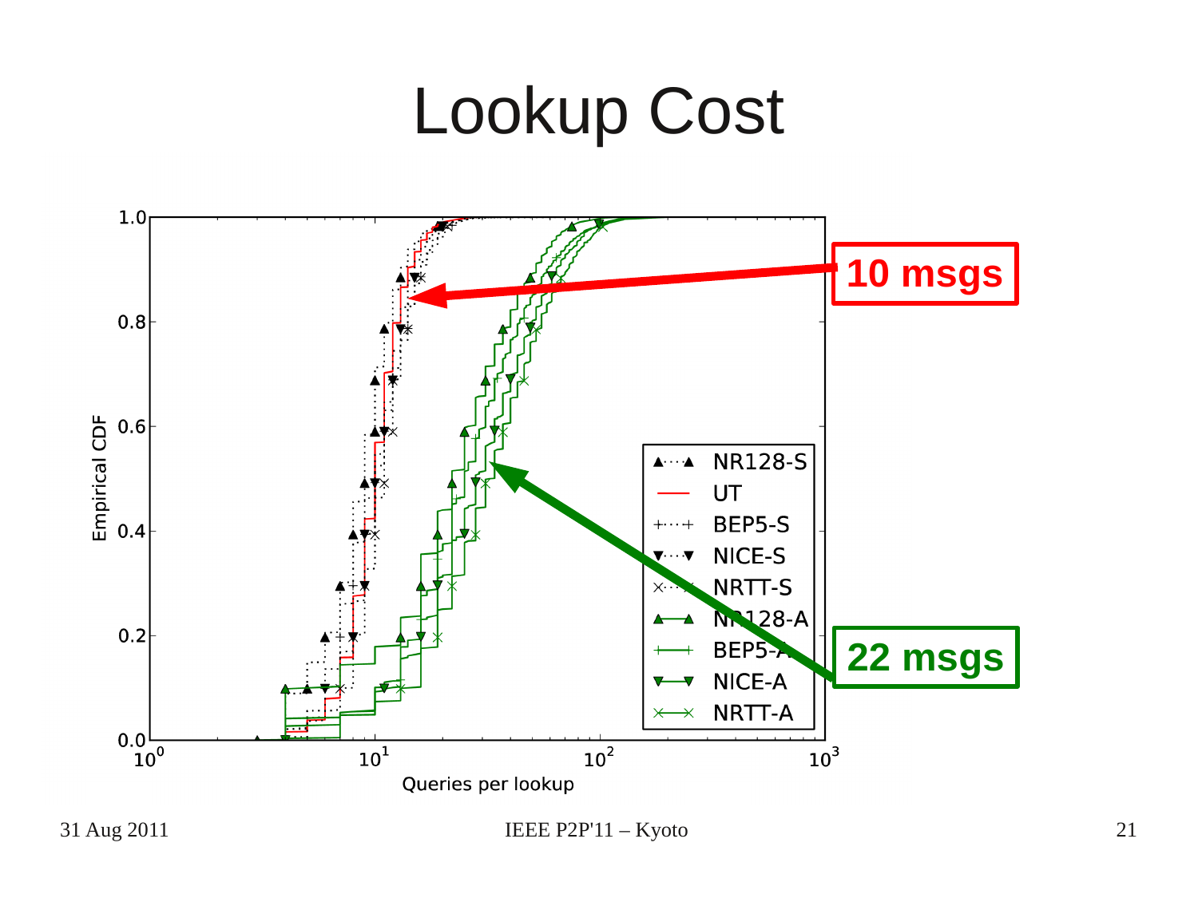# Lookup Cost

10 msgs

22 msgs

Empirical CDF

Queries per lookup

NR128-S, UT, BEP5-S, NICE-S, NRTT-S, NR128-A, BEP5-A, NICE-A, NRTT-A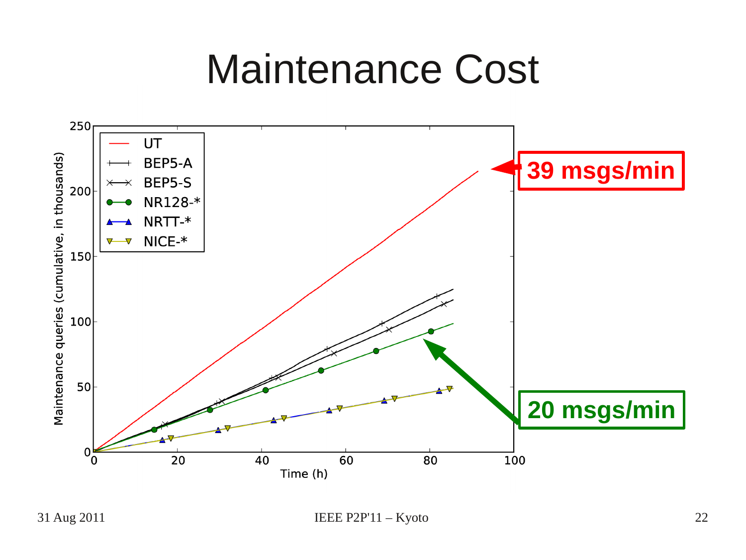# Maintenance Cost

Maintenance queries (cumulative, in thousands)

250
200
150
100
50
0

0 20 40 60 80 100

Time (h)

UT

BEP5-A

BEP5-S

NR128-*

NRTT-*

NICE-*

**39 msgs/min**

**20 msgs/min**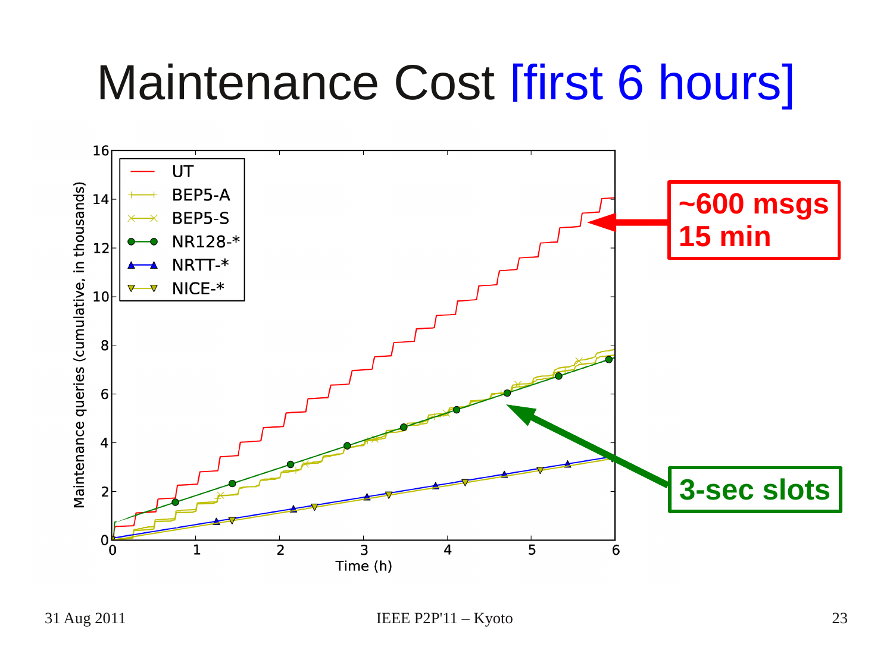# Maintenance Cost [first 6 hours]

~600 msgs
15 min

3-sec slots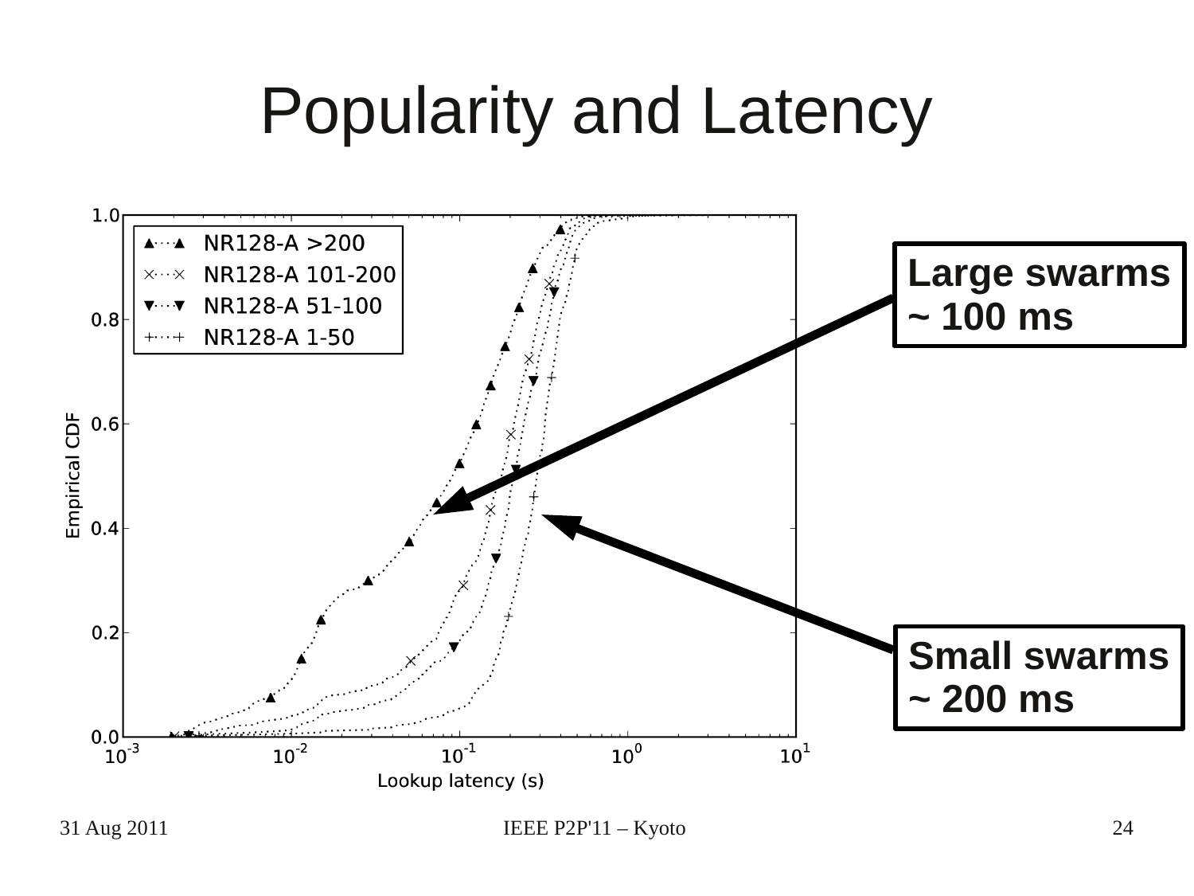# Popularity and Latency

**Large swarms ~ 100 ms**

**Small swarms ~ 200 ms**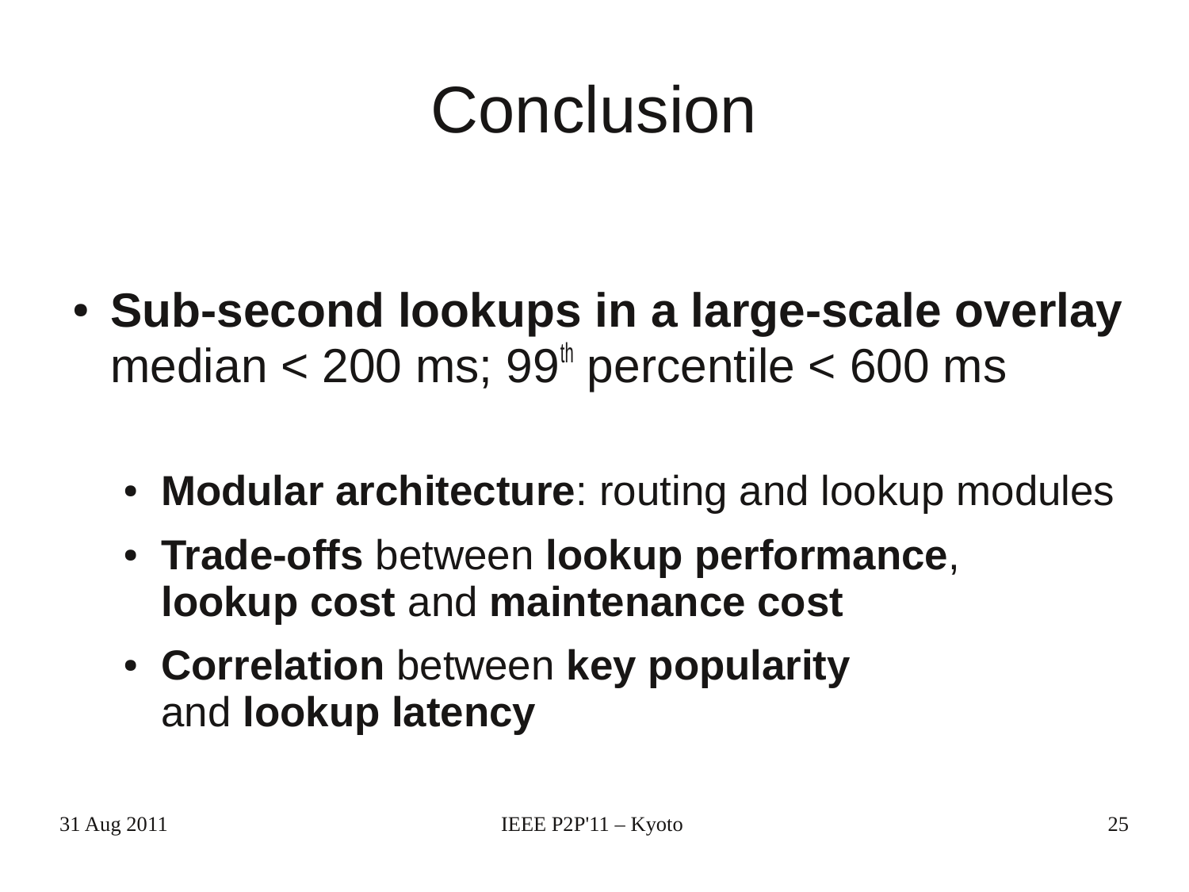# Conclusion

- **Sub-second lookups in a large-scale overlay**
  median < 200 ms; $99^{th}$ percentile < 600 ms
  - **Modular architecture**: routing and lookup modules
  - **Trade-offs** between **lookup performance**, **lookup cost** and **maintenance cost**
  - **Correlation** between **key popularity** and **lookup latency**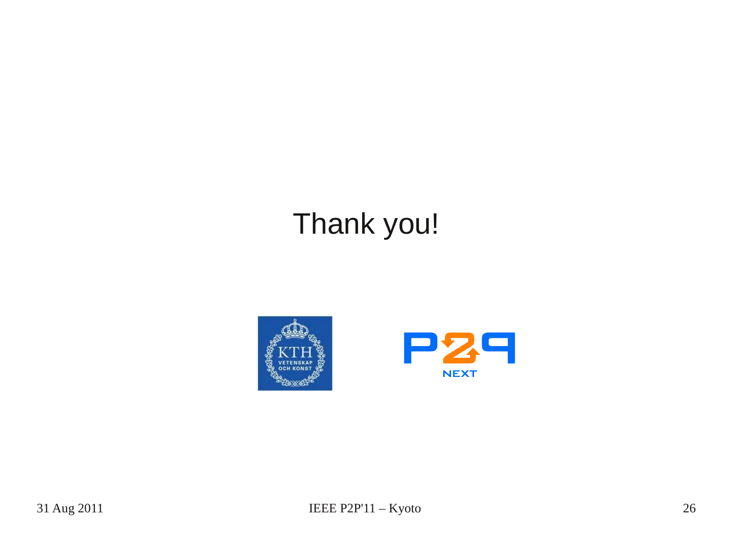Thank you!